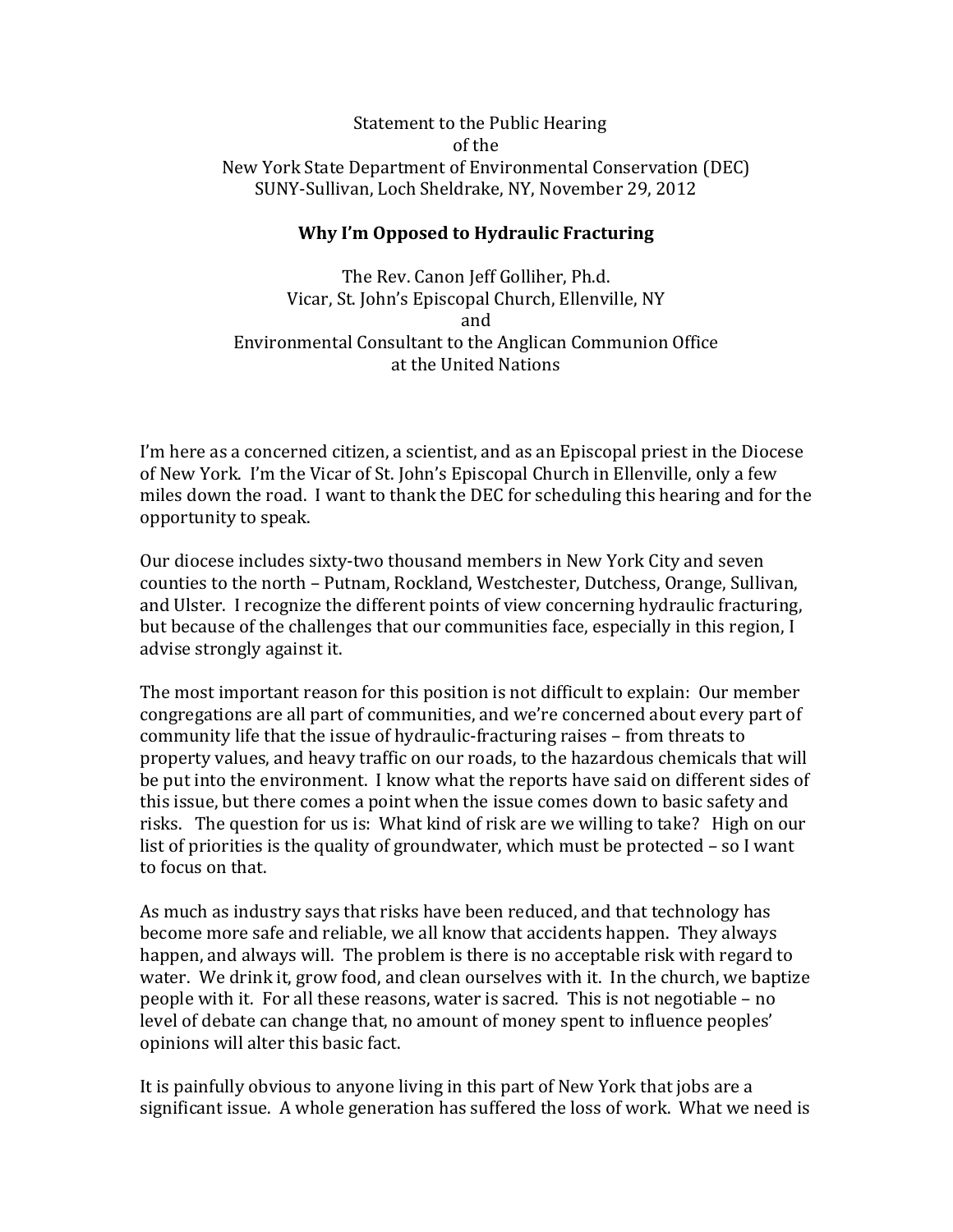Statement to the Public Hearing  
of the  
New York State Department of Environmental Conservation (DEC)  
SUNY-Sullivan, Loch Sheldrake, NY, November 29, 2012

## Why I'm Opposed to Hydraulic Fracturing

The Rev. Canon Jeff Golliher, Ph.d.  
Vicar, St. John's Episcopal Church, Ellenville, NY  
and  
Environmental Consultant to the Anglican Communion Office  
at the United Nations

I'm here as a concerned citizen, a scientist, and as an Episcopal priest in the Diocese of New York. I'm the Vicar of St. John's Episcopal Church in Ellenville, only a few miles down the road. I want to thank the DEC for scheduling this hearing and for the opportunity to speak.

Our diocese includes sixty-two thousand members in New York City and seven counties to the north – Putnam, Rockland, Westchester, Dutchess, Orange, Sullivan, and Ulster. I recognize the different points of view concerning hydraulic fracturing, but because of the challenges that our communities face, especially in this region, I advise strongly against it.

The most important reason for this position is not difficult to explain: Our member congregations are all part of communities, and we're concerned about every part of community life that the issue of hydraulic-fracturing raises – from threats to property values, and heavy traffic on our roads, to the hazardous chemicals that will be put into the environment. I know what the reports have said on different sides of this issue, but there comes a point when the issue comes down to basic safety and risks. The question for us is: What kind of risk are we willing to take? High on our list of priorities is the quality of groundwater, which must be protected – so I want to focus on that.

As much as industry says that risks have been reduced, and that technology has become more safe and reliable, we all know that accidents happen. They always happen, and always will. The problem is there is no acceptable risk with regard to water. We drink it, grow food, and clean ourselves with it. In the church, we baptize people with it. For all these reasons, water is sacred. This is not negotiable – no level of debate can change that, no amount of money spent to influence peoples' opinions will alter this basic fact.

It is painfully obvious to anyone living in this part of New York that jobs are a significant issue. A whole generation has suffered the loss of work. What we need is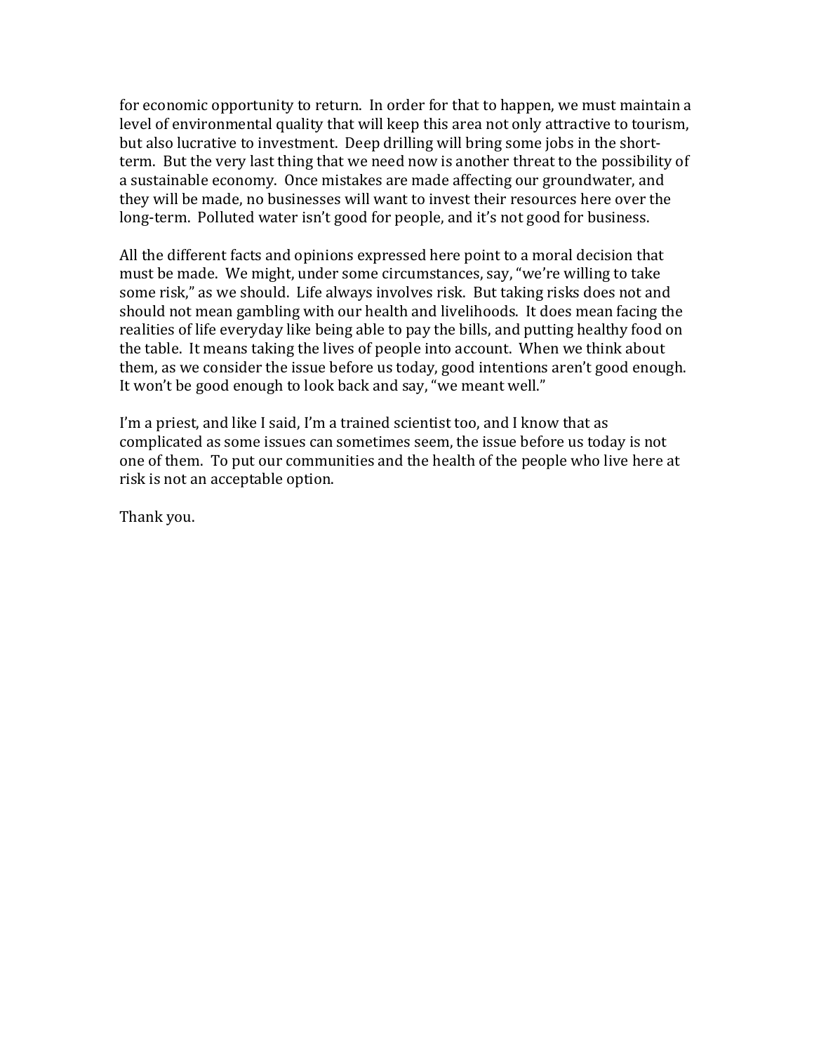for economic opportunity to return. In order for that to happen, we must maintain a level of environmental quality that will keep this area not only attractive to tourism, but also lucrative to investment. Deep drilling will bring some jobs in the short-term. But the very last thing that we need now is another threat to the possibility of a sustainable economy. Once mistakes are made affecting our groundwater, and they will be made, no businesses will want to invest their resources here over the long-term. Polluted water isn't good for people, and it's not good for business.

All the different facts and opinions expressed here point to a moral decision that must be made. We might, under some circumstances, say, "we're willing to take some risk," as we should. Life always involves risk. But taking risks does not and should not mean gambling with our health and livelihoods. It does mean facing the realities of life everyday like being able to pay the bills, and putting healthy food on the table. It means taking the lives of people into account. When we think about them, as we consider the issue before us today, good intentions aren't good enough. It won't be good enough to look back and say, "we meant well."

I'm a priest, and like I said, I'm a trained scientist too, and I know that as complicated as some issues can sometimes seem, the issue before us today is not one of them. To put our communities and the health of the people who live here at risk is not an acceptable option.

Thank you.